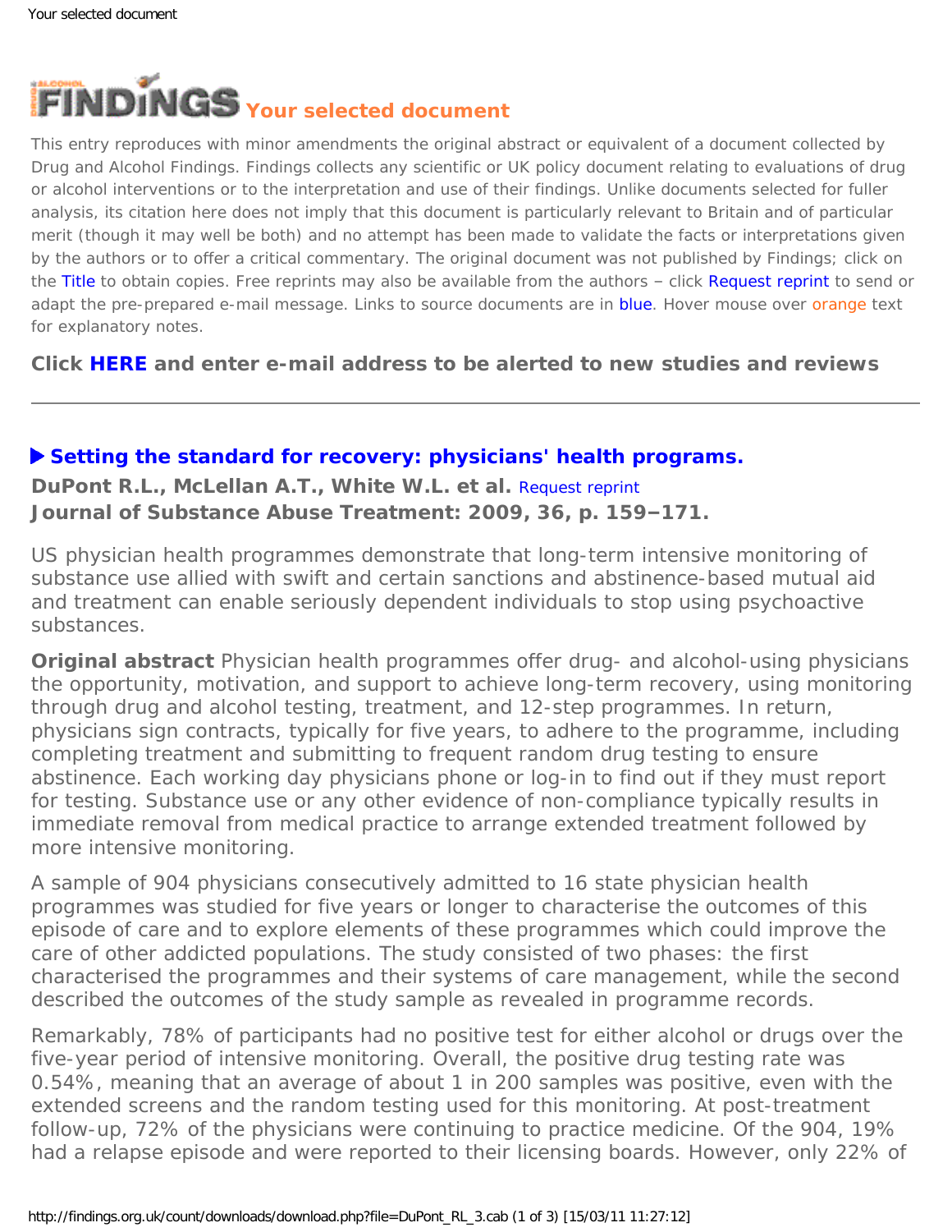# FINDINGS Your selected document

This entry reproduces with minor amendments the original abstract or equivalent of a document collected by Drug and Alcohol Findings. Findings collects any scientific or UK policy document relating to evaluations of drug or alcohol interventions or to the interpretation and use of their findings. Unlike documents selected for fuller analysis, its citation here does not imply that this document is particularly relevant to Britain and of particular merit (though it may well be both) and no attempt has been made to validate the facts or interpretations given by the authors or to offer a critical commentary. The original document was not published by Findings; click on the Title to obtain copies. Free reprints may also be available from the authors – click Request reprint to send or adapt the pre-prepared e-mail message. Links to source documents are in blue. Hover mouse over orange text for explanatory notes.

**Click HERE and enter e-mail address to be alerted to new studies and reviews**

---

## ▶ Setting the standard for recovery: physicians' health programs.

**DuPont R.L., McLellan A.T., White W.L. et al.** Request reprint
**Journal of Substance Abuse Treatment: 2009, 36, p. 159–171.**

US physician health programmes demonstrate that long-term intensive monitoring of substance use allied with swift and certain sanctions and abstinence-based mutual aid and treatment can enable seriously dependent individuals to stop using psychoactive substances.

**Original abstract** Physician health programmes offer drug- and alcohol-using physicians the opportunity, motivation, and support to achieve long-term recovery, using monitoring through drug and alcohol testing, treatment, and 12-step programmes. In return, physicians sign contracts, typically for five years, to adhere to the programme, including completing treatment and submitting to frequent random drug testing to ensure abstinence. Each working day physicians phone or log-in to find out if they must report for testing. Substance use or any other evidence of non-compliance typically results in immediate removal from medical practice to arrange extended treatment followed by more intensive monitoring.

A sample of 904 physicians consecutively admitted to 16 state physician health programmes was studied for five years or longer to characterise the outcomes of this episode of care and to explore elements of these programmes which could improve the care of other addicted populations. The study consisted of two phases: the first characterised the programmes and their systems of care management, while the second described the outcomes of the study sample as revealed in programme records.

Remarkably, 78% of participants had no positive test for either alcohol or drugs over the five-year period of intensive monitoring. Overall, the positive drug testing rate was 0.54%, meaning that an average of about 1 in 200 samples was positive, even with the extended screens and the random testing used for this monitoring. At post-treatment follow-up, 72% of the physicians were continuing to practice medicine. Of the 904, 19% had a relapse episode and were reported to their licensing boards. However, only 22% of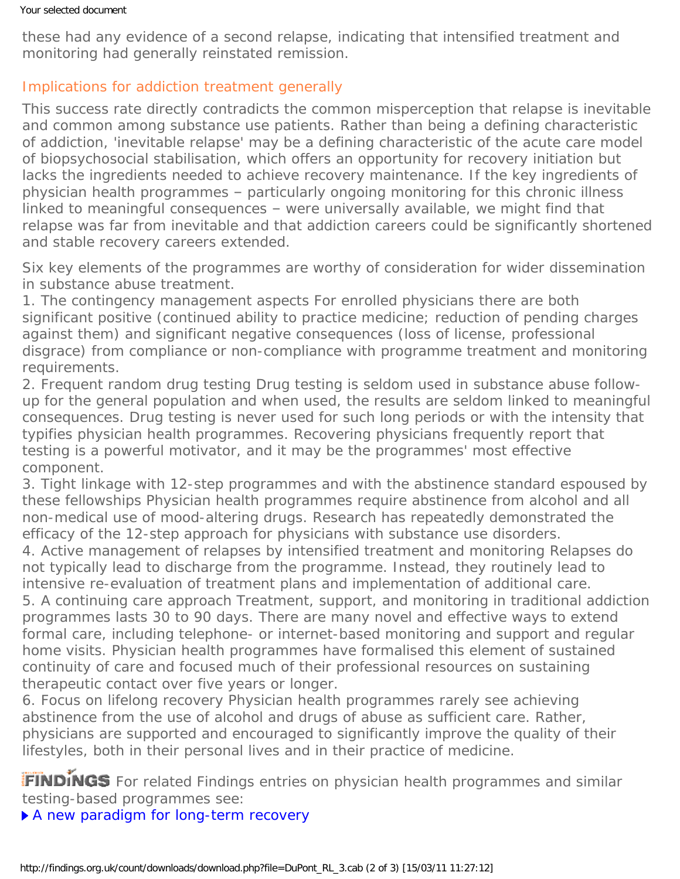these had any evidence of a second relapse, indicating that intensified treatment and monitoring had generally reinstated remission.

## Implications for addiction treatment generally

This success rate directly contradicts the common misperception that relapse is inevitable and common among substance use patients. Rather than being a defining characteristic of addiction, 'inevitable relapse' may be a defining characteristic of the acute care model of biopsychosocial stabilisation, which offers an opportunity for recovery initiation but lacks the ingredients needed to achieve recovery maintenance. If the key ingredients of physician health programmes – particularly ongoing monitoring for this chronic illness linked to meaningful consequences – were universally available, we might find that relapse was far from inevitable and that addiction careers could be significantly shortened and stable recovery careers extended.

Six key elements of the programmes are worthy of consideration for wider dissemination in substance abuse treatment.

1. The contingency management aspects For enrolled physicians there are both significant positive (continued ability to practice medicine; reduction of pending charges against them) and significant negative consequences (loss of license, professional disgrace) from compliance or non-compliance with programme treatment and monitoring requirements.
2. Frequent random drug testing Drug testing is seldom used in substance abuse follow-up for the general population and when used, the results are seldom linked to meaningful consequences. Drug testing is never used for such long periods or with the intensity that typifies physician health programmes. Recovering physicians frequently report that testing is a powerful motivator, and it may be the programmes' most effective component.
3. Tight linkage with 12-step programmes and with the abstinence standard espoused by these fellowships Physician health programmes require abstinence from alcohol and all non-medical use of mood-altering drugs. Research has repeatedly demonstrated the efficacy of the 12-step approach for physicians with substance use disorders.
4. Active management of relapses by intensified treatment and monitoring Relapses do not typically lead to discharge from the programme. Instead, they routinely lead to intensive re-evaluation of treatment plans and implementation of additional care.
5. A continuing care approach Treatment, support, and monitoring in traditional addiction programmes lasts 30 to 90 days. There are many novel and effective ways to extend formal care, including telephone- or internet-based monitoring and support and regular home visits. Physician health programmes have formalised this element of sustained continuity of care and focused much of their professional resources on sustaining therapeutic contact over five years or longer.
6. Focus on lifelong recovery Physician health programmes rarely see achieving abstinence from the use of alcohol and drugs of abuse as sufficient care. Rather, physicians are supported and encouraged to significantly improve the quality of their lifestyles, both in their personal lives and in their practice of medicine.

FINDINGS For related Findings entries on physician health programmes and similar testing-based programmes see:

▶ A new paradigm for long-term recovery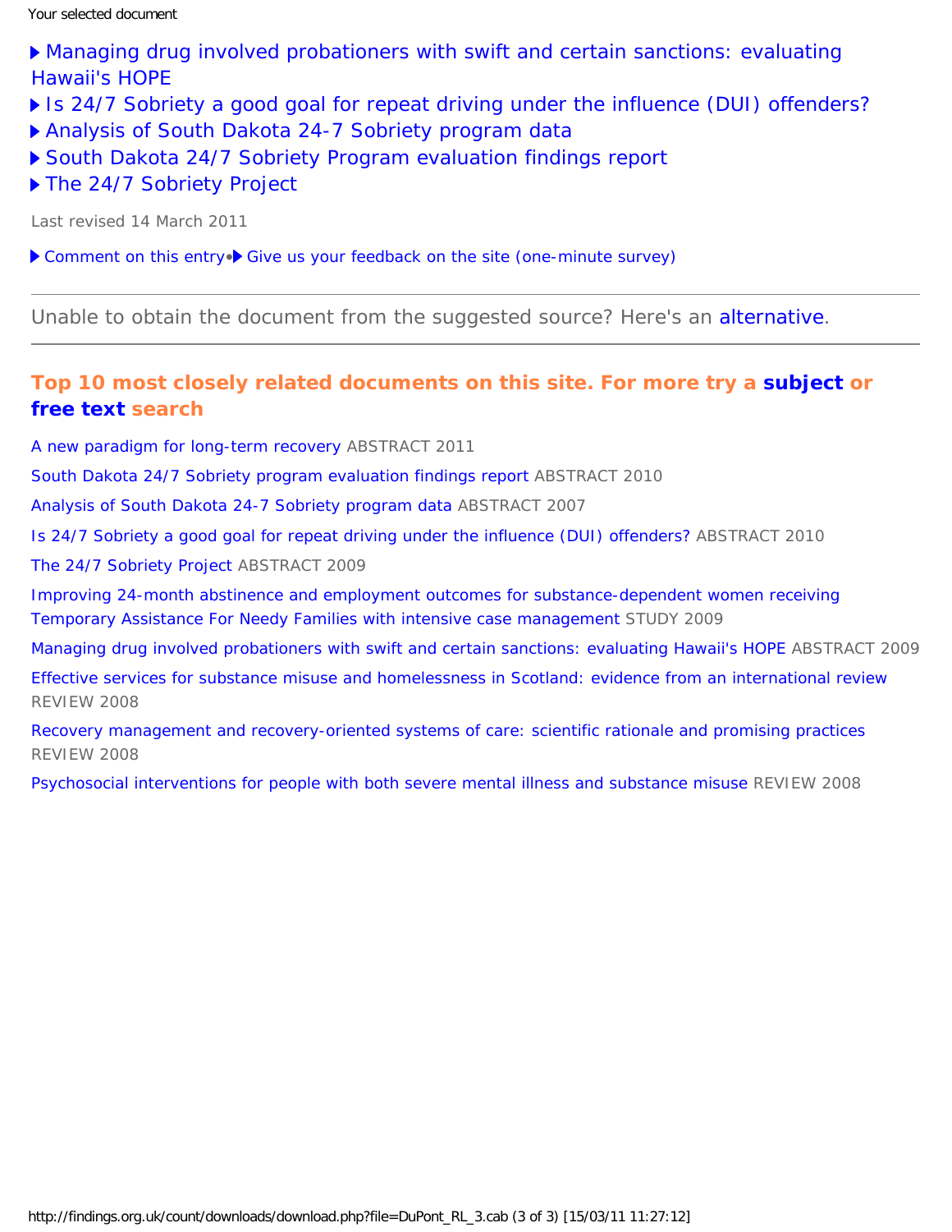- Managing drug involved probationers with swift and certain sanctions: evaluating Hawaii's HOPE
- Is 24/7 Sobriety a good goal for repeat driving under the influence (DUI) offenders?
- Analysis of South Dakota 24-7 Sobriety program data
- South Dakota 24/7 Sobriety Program evaluation findings report
- The 24/7 Sobriety Project

Last revised 14 March 2011

- Comment on this entry • Give us your feedback on the site (one-minute survey)

---

Unable to obtain the document from the suggested source? Here's an alternative.

---

## Top 10 most closely related documents on this site. For more try a subject or free text search

A new paradigm for long-term recovery ABSTRACT 2011

South Dakota 24/7 Sobriety program evaluation findings report ABSTRACT 2010

Analysis of South Dakota 24-7 Sobriety program data ABSTRACT 2007

Is 24/7 Sobriety a good goal for repeat driving under the influence (DUI) offenders? ABSTRACT 2010

The 24/7 Sobriety Project ABSTRACT 2009

Improving 24-month abstinence and employment outcomes for substance-dependent women receiving Temporary Assistance For Needy Families with intensive case management STUDY 2009

Managing drug involved probationers with swift and certain sanctions: evaluating Hawaii's HOPE ABSTRACT 2009

Effective services for substance misuse and homelessness in Scotland: evidence from an international review REVIEW 2008

Recovery management and recovery-oriented systems of care: scientific rationale and promising practices REVIEW 2008

Psychosocial interventions for people with both severe mental illness and substance misuse REVIEW 2008